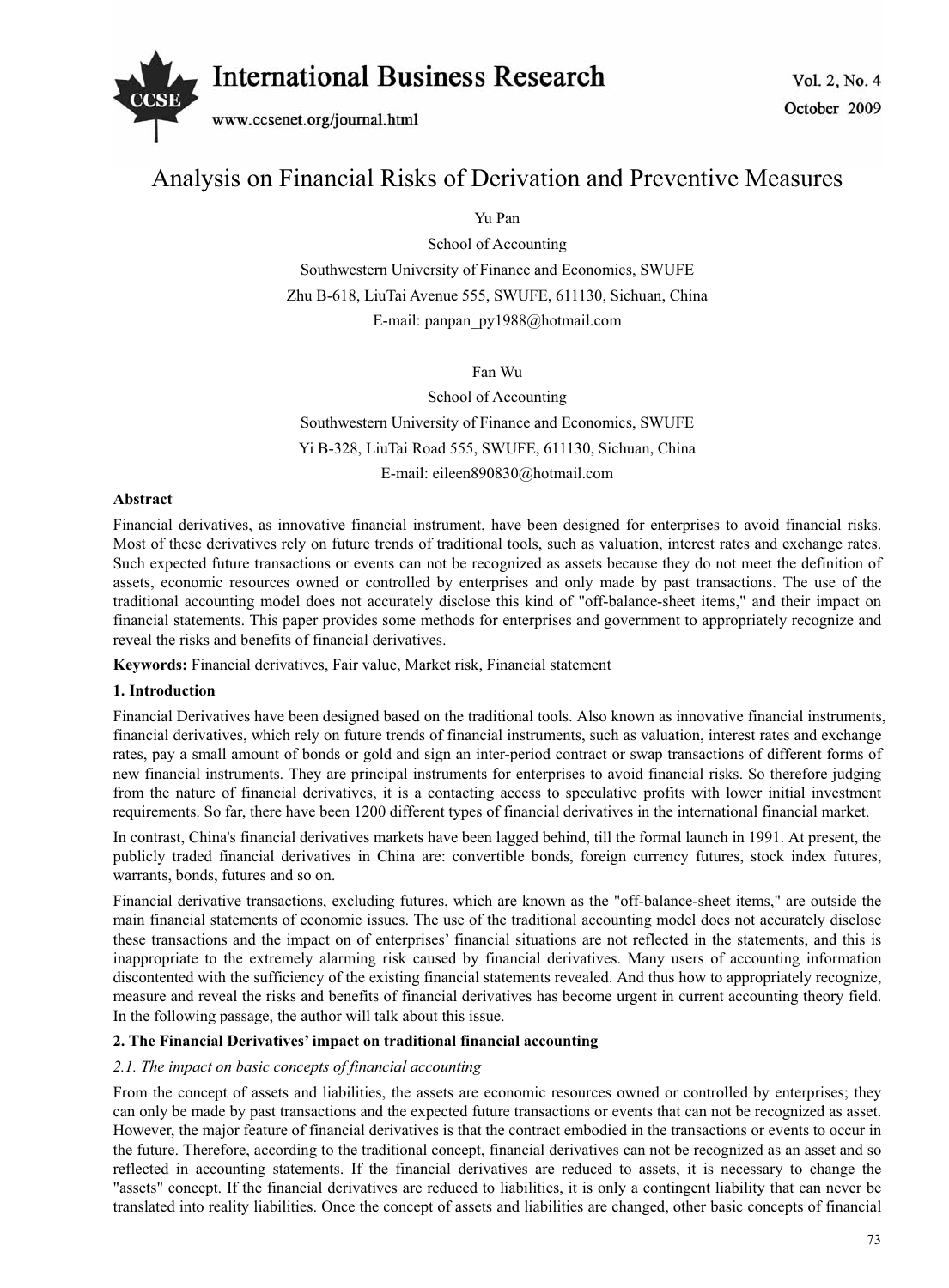# Analysis on Financial Risks of Derivation and Preventive Measures

Yu Pan

School of Accounting

Southwestern University of Finance and Economics, SWUFE

Zhu B-618, LiuTai Avenue 555, SWUFE, 611130, Sichuan, China

E-mail: panpan_py1988@hotmail.com

Fan Wu

School of Accounting

Southwestern University of Finance and Economics, SWUFE

Yi B-328, LiuTai Road 555, SWUFE, 611130, Sichuan, China

E-mail: eileen890830@hotmail.com

**Abstract**

Financial derivatives, as innovative financial instrument, have been designed for enterprises to avoid financial risks. Most of these derivatives rely on future trends of traditional tools, such as valuation, interest rates and exchange rates. Such expected future transactions or events can not be recognized as assets because they do not meet the definition of assets, economic resources owned or controlled by enterprises and only made by past transactions. The use of the traditional accounting model does not accurately disclose this kind of "off-balance-sheet items," and their impact on financial statements. This paper provides some methods for enterprises and government to appropriately recognize and reveal the risks and benefits of financial derivatives.

**Keywords:** Financial derivatives, Fair value, Market risk, Financial statement

## 1. Introduction

Financial Derivatives have been designed based on the traditional tools. Also known as innovative financial instruments, financial derivatives, which rely on future trends of financial instruments, such as valuation, interest rates and exchange rates, pay a small amount of bonds or gold and sign an inter-period contract or swap transactions of different forms of new financial instruments. They are principal instruments for enterprises to avoid financial risks. So therefore judging from the nature of financial derivatives, it is a contacting access to speculative profits with lower initial investment requirements. So far, there have been 1200 different types of financial derivatives in the international financial market.

In contrast, China's financial derivatives markets have been lagged behind, till the formal launch in 1991. At present, the publicly traded financial derivatives in China are: convertible bonds, foreign currency futures, stock index futures, warrants, bonds, futures and so on.

Financial derivative transactions, excluding futures, which are known as the "off-balance-sheet items," are outside the main financial statements of economic issues. The use of the traditional accounting model does not accurately disclose these transactions and the impact on of enterprises' financial situations are not reflected in the statements, and this is inappropriate to the extremely alarming risk caused by financial derivatives. Many users of accounting information discontented with the sufficiency of the existing financial statements revealed. And thus how to appropriately recognize, measure and reveal the risks and benefits of financial derivatives has become urgent in current accounting theory field. In the following passage, the author will talk about this issue.

## 2. The Financial Derivatives' impact on traditional financial accounting

### *2.1. The impact on basic concepts of financial accounting*

From the concept of assets and liabilities, the assets are economic resources owned or controlled by enterprises; they can only be made by past transactions and the expected future transactions or events that can not be recognized as asset. However, the major feature of financial derivatives is that the contract embodied in the transactions or events to occur in the future. Therefore, according to the traditional concept, financial derivatives can not be recognized as an asset and so reflected in accounting statements. If the financial derivatives are reduced to assets, it is necessary to change the "assets" concept. If the financial derivatives are reduced to liabilities, it is only a contingent liability that can never be translated into reality liabilities. Once the concept of assets and liabilities are changed, other basic concepts of financial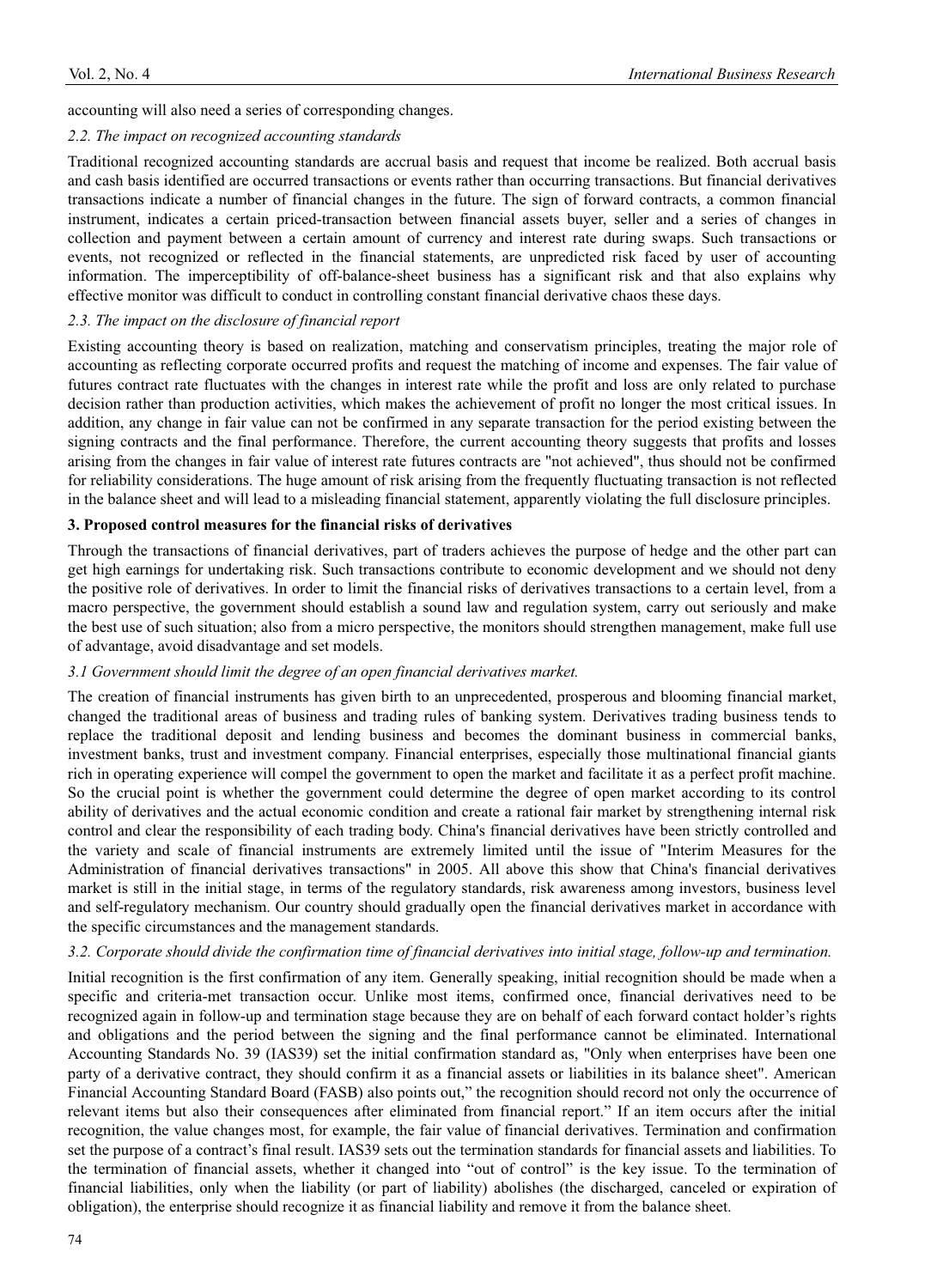accounting will also need a series of corresponding changes.

### *2.2. The impact on recognized accounting standards*

Traditional recognized accounting standards are accrual basis and request that income be realized. Both accrual basis and cash basis identified are occurred transactions or events rather than occurring transactions. But financial derivatives transactions indicate a number of financial changes in the future. The sign of forward contracts, a common financial instrument, indicates a certain priced-transaction between financial assets buyer, seller and a series of changes in collection and payment between a certain amount of currency and interest rate during swaps. Such transactions or events, not recognized or reflected in the financial statements, are unpredicted risk faced by user of accounting information. The imperceptibility of off-balance-sheet business has a significant risk and that also explains why effective monitor was difficult to conduct in controlling constant financial derivative chaos these days.

### *2.3. The impact on the disclosure of financial report*

Existing accounting theory is based on realization, matching and conservatism principles, treating the major role of accounting as reflecting corporate occurred profits and request the matching of income and expenses. The fair value of futures contract rate fluctuates with the changes in interest rate while the profit and loss are only related to purchase decision rather than production activities, which makes the achievement of profit no longer the most critical issues. In addition, any change in fair value can not be confirmed in any separate transaction for the period existing between the signing contracts and the final performance. Therefore, the current accounting theory suggests that profits and losses arising from the changes in fair value of interest rate futures contracts are "not achieved", thus should not be confirmed for reliability considerations. The huge amount of risk arising from the frequently fluctuating transaction is not reflected in the balance sheet and will lead to a misleading financial statement, apparently violating the full disclosure principles.

## **3. Proposed control measures for the financial risks of derivatives**

Through the transactions of financial derivatives, part of traders achieves the purpose of hedge and the other part can get high earnings for undertaking risk. Such transactions contribute to economic development and we should not deny the positive role of derivatives. In order to limit the financial risks of derivatives transactions to a certain level, from a macro perspective, the government should establish a sound law and regulation system, carry out seriously and make the best use of such situation; also from a micro perspective, the monitors should strengthen management, make full use of advantage, avoid disadvantage and set models.

### *3.1 Government should limit the degree of an open financial derivatives market.*

The creation of financial instruments has given birth to an unprecedented, prosperous and blooming financial market, changed the traditional areas of business and trading rules of banking system. Derivatives trading business tends to replace the traditional deposit and lending business and becomes the dominant business in commercial banks, investment banks, trust and investment company. Financial enterprises, especially those multinational financial giants rich in operating experience will compel the government to open the market and facilitate it as a perfect profit machine. So the crucial point is whether the government could determine the degree of open market according to its control ability of derivatives and the actual economic condition and create a rational fair market by strengthening internal risk control and clear the responsibility of each trading body. China's financial derivatives have been strictly controlled and the variety and scale of financial instruments are extremely limited until the issue of "Interim Measures for the Administration of financial derivatives transactions" in 2005. All above this show that China's financial derivatives market is still in the initial stage, in terms of the regulatory standards, risk awareness among investors, business level and self-regulatory mechanism. Our country should gradually open the financial derivatives market in accordance with the specific circumstances and the management standards.

### *3.2. Corporate should divide the confirmation time of financial derivatives into initial stage, follow-up and termination.*

Initial recognition is the first confirmation of any item. Generally speaking, initial recognition should be made when a specific and criteria-met transaction occur. Unlike most items, confirmed once, financial derivatives need to be recognized again in follow-up and termination stage because they are on behalf of each forward contact holder's rights and obligations and the period between the signing and the final performance cannot be eliminated. International Accounting Standards No. 39 (IAS39) set the initial confirmation standard as, "Only when enterprises have been one party of a derivative contract, they should confirm it as a financial assets or liabilities in its balance sheet". American Financial Accounting Standard Board (FASB) also points out," the recognition should record not only the occurrence of relevant items but also their consequences after eliminated from financial report." If an item occurs after the initial recognition, the value changes most, for example, the fair value of financial derivatives. Termination and confirmation set the purpose of a contract's final result. IAS39 sets out the termination standards for financial assets and liabilities. To the termination of financial assets, whether it changed into "out of control" is the key issue. To the termination of financial liabilities, only when the liability (or part of liability) abolishes (the discharged, canceled or expiration of obligation), the enterprise should recognize it as financial liability and remove it from the balance sheet.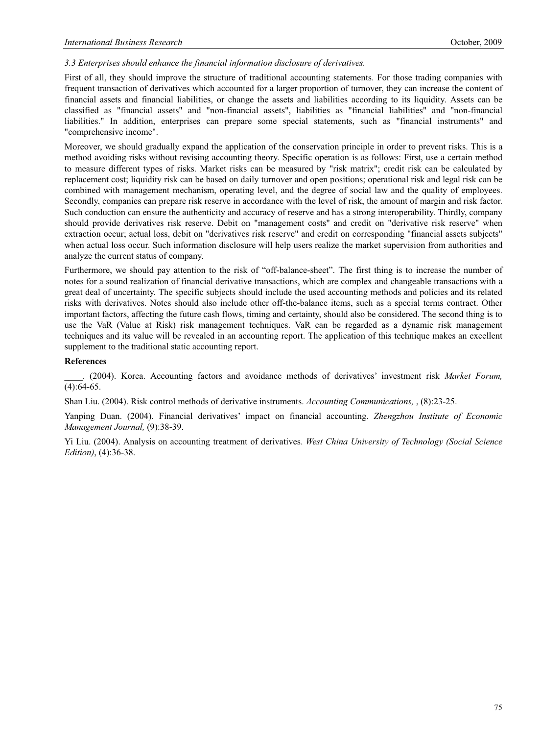*3.3 Enterprises should enhance the financial information disclosure of derivatives.*

First of all, they should improve the structure of traditional accounting statements. For those trading companies with frequent transaction of derivatives which accounted for a larger proportion of turnover, they can increase the content of financial assets and financial liabilities, or change the assets and liabilities according to its liquidity. Assets can be classified as "financial assets" and "non-financial assets", liabilities as "financial liabilities" and "non-financial liabilities." In addition, enterprises can prepare some special statements, such as "financial instruments" and "comprehensive income".

Moreover, we should gradually expand the application of the conservation principle in order to prevent risks. This is a method avoiding risks without revising accounting theory. Specific operation is as follows: First, use a certain method to measure different types of risks. Market risks can be measured by "risk matrix"; credit risk can be calculated by replacement cost; liquidity risk can be based on daily turnover and open positions; operational risk and legal risk can be combined with management mechanism, operating level, and the degree of social law and the quality of employees. Secondly, companies can prepare risk reserve in accordance with the level of risk, the amount of margin and risk factor. Such conduction can ensure the authenticity and accuracy of reserve and has a strong interoperability. Thirdly, company should provide derivatives risk reserve. Debit on "management costs" and credit on "derivative risk reserve" when extraction occur; actual loss, debit on "derivatives risk reserve" and credit on corresponding "financial assets subjects" when actual loss occur. Such information disclosure will help users realize the market supervision from authorities and analyze the current status of company.

Furthermore, we should pay attention to the risk of "off-balance-sheet". The first thing is to increase the number of notes for a sound realization of financial derivative transactions, which are complex and changeable transactions with a great deal of uncertainty. The specific subjects should include the used accounting methods and policies and its related risks with derivatives. Notes should also include other off-the-balance items, such as a special terms contract. Other important factors, affecting the future cash flows, timing and certainty, should also be considered. The second thing is to use the VaR (Value at Risk) risk management techniques. VaR can be regarded as a dynamic risk management techniques and its value will be revealed in an accounting report. The application of this technique makes an excellent supplement to the traditional static accounting report.

**References**

____. (2004). Korea. Accounting factors and avoidance methods of derivatives' investment risk *Market Forum,* (4):64-65.

Shan Liu. (2004). Risk control methods of derivative instruments. *Accounting Communications,* , (8):23-25.

Yanping Duan. (2004). Financial derivatives' impact on financial accounting. *Zhengzhou Institute of Economic Management Journal,* (9):38-39.

Yi Liu. (2004). Analysis on accounting treatment of derivatives. *West China University of Technology (Social Science Edition)*, (4):36-38.